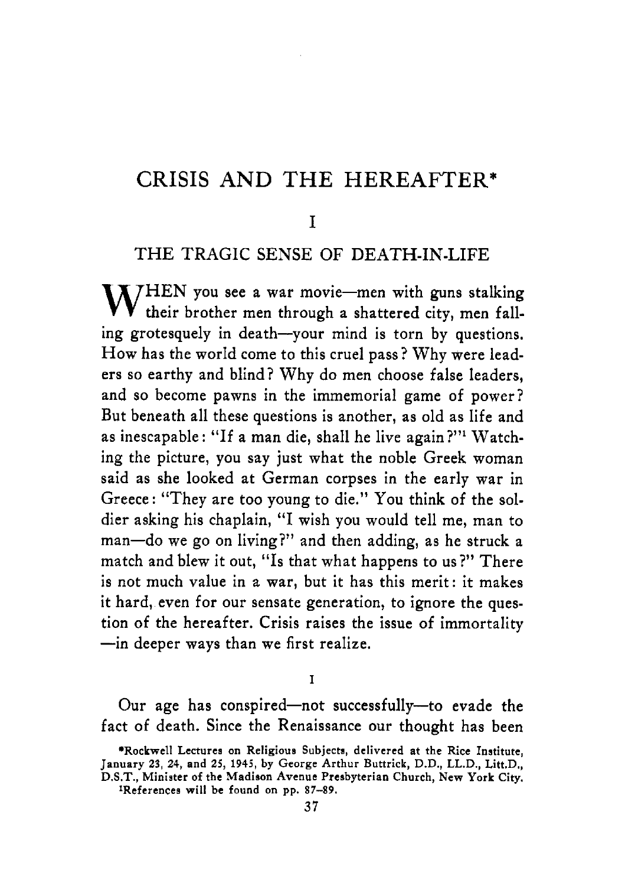# CRISIS AND THE HEREAFTER*

## I

## THE TRAGIC SENSE OF DEATH-IN-LIFE

WHEN you see a war movie—men with guns stalking their brother men through a shattered city, men falling grotesquely in death—your mind is torn by questions. How has the world come to this cruel pass? Why were leaders so earthy and blind? Why do men choose false leaders, and so become pawns in the immemorial game of power? But beneath all these questions is another, as old as life and as inescapable: "If a man die, shall he live again?"[1] Watching the picture, you say just what the noble Greek woman said as she looked at German corpses in the early war in Greece: "They are too young to die." You think of the soldier asking his chaplain, "I wish you would tell me, man to man—do we go on living?" and then adding, as he struck a match and blew it out, "Is that what happens to us?" There is not much value in a war, but it has this merit: it makes it hard, even for our sensate generation, to ignore the question of the hereafter. Crisis raises the issue of immortality—in deeper ways than we first realize.

I

Our age has conspired—not successfully—to evade the fact of death. Since the Renaissance our thought has been

*Rockwell Lectures on Religious Subjects, delivered at the Rice Institute, January 23, 24, and 25, 1945, by George Arthur Buttrick, D.D., LL.D., Litt.D., D.S.T., Minister of the Madison Avenue Presbyterian Church, New York City.

[1]References will be found on pp. 87–89.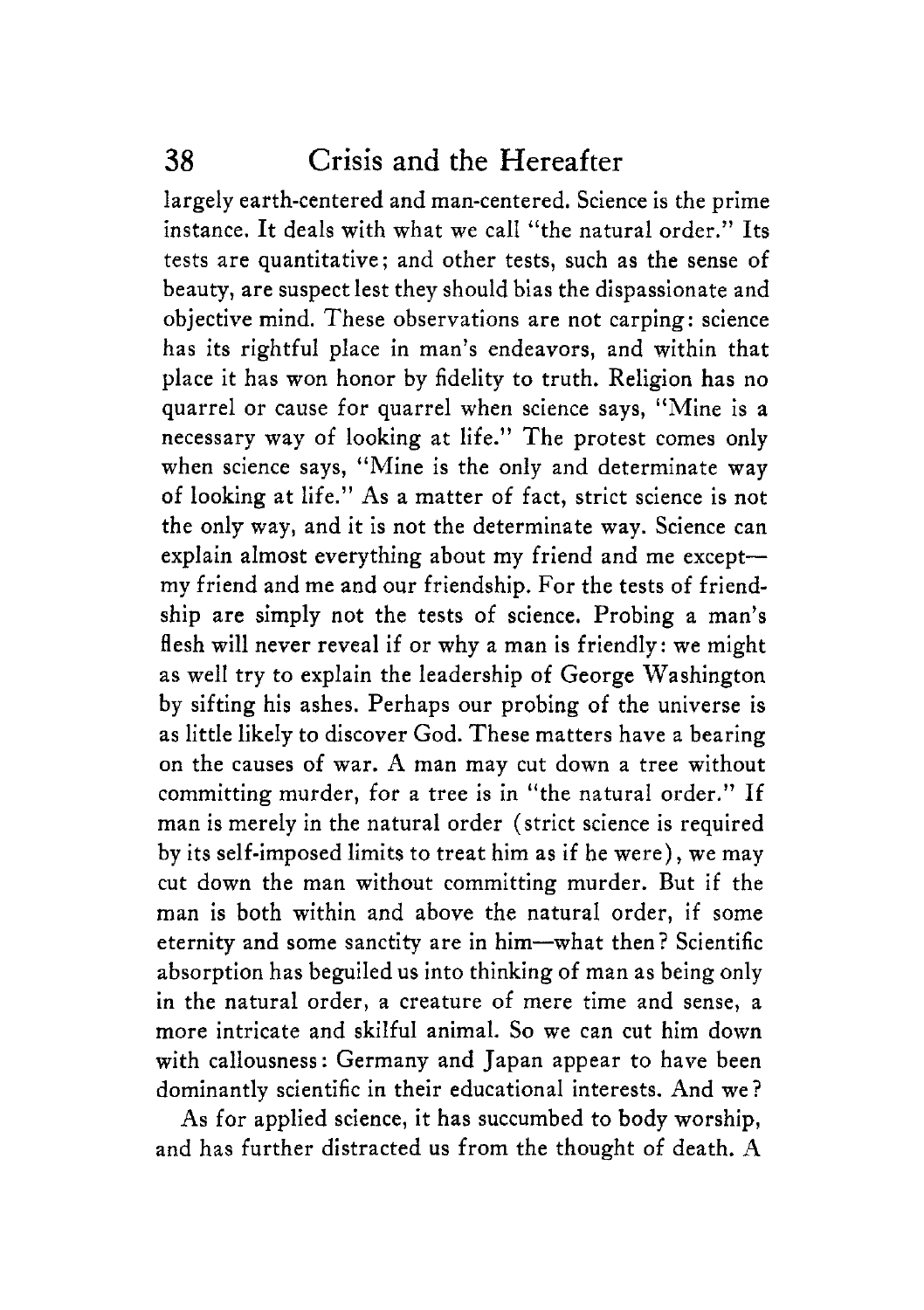largely earth-centered and man-centered. Science is the prime instance. It deals with what we call "the natural order." Its tests are quantitative; and other tests, such as the sense of beauty, are suspect lest they should bias the dispassionate and objective mind. These observations are not carping: science has its rightful place in man's endeavors, and within that place it has won honor by fidelity to truth. Religion has no quarrel or cause for quarrel when science says, "Mine is a necessary way of looking at life." The protest comes only when science says, "Mine is the only and determinate way of looking at life." As a matter of fact, strict science is not the only way, and it is not the determinate way. Science can explain almost everything about my friend and me except—my friend and me and our friendship. For the tests of friendship are simply not the tests of science. Probing a man's flesh will never reveal if or why a man is friendly: we might as well try to explain the leadership of George Washington by sifting his ashes. Perhaps our probing of the universe is as little likely to discover God. These matters have a bearing on the causes of war. A man may cut down a tree without committing murder, for a tree is in "the natural order." If man is merely in the natural order (strict science is required by its self-imposed limits to treat him as if he were), we may cut down the man without committing murder. But if the man is both within and above the natural order, if some eternity and some sanctity are in him—what then? Scientific absorption has beguiled us into thinking of man as being only in the natural order, a creature of mere time and sense, a more intricate and skilful animal. So we can cut him down with callousness: Germany and Japan appear to have been dominantly scientific in their educational interests. And we?

As for applied science, it has succumbed to body worship, and has further distracted us from the thought of death. A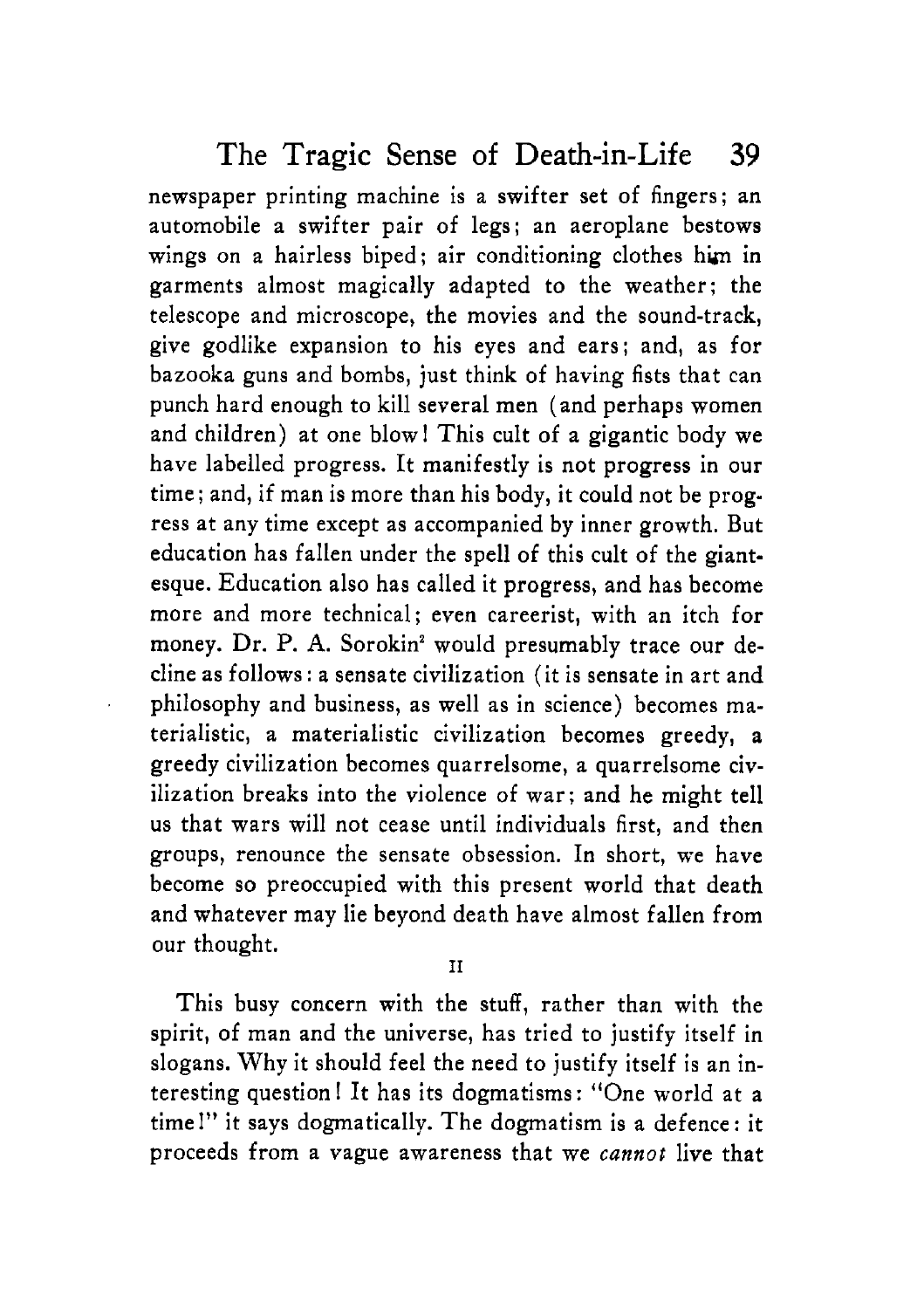newspaper printing machine is a swifter set of fingers; an automobile a swifter pair of legs; an aeroplane bestows wings on a hairless biped; air conditioning clothes him in garments almost magically adapted to the weather; the telescope and microscope, the movies and the sound-track, give godlike expansion to his eyes and ears; and, as for bazooka guns and bombs, just think of having fists that can punch hard enough to kill several men (and perhaps women and children) at one blow! This cult of a gigantic body we have labelled progress. It manifestly is not progress in our time; and, if man is more than his body, it could not be progress at any time except as accompanied by inner growth. But education has fallen under the spell of this cult of the giantesque. Education also has called it progress, and has become more and more technical; even careerist, with an itch for money. Dr. P. A. Sorokin[2] would presumably trace our decline as follows: a sensate civilization (it is sensate in art and philosophy and business, as well as in science) becomes materialistic, a materialistic civilization becomes greedy, a greedy civilization becomes quarrelsome, a quarrelsome civilization breaks into the violence of war; and he might tell us that wars will not cease until individuals first, and then groups, renounce the sensate obsession. In short, we have become so preoccupied with this present world that death and whatever may lie beyond death have almost fallen from our thought.

II

This busy concern with the stuff, rather than with the spirit, of man and the universe, has tried to justify itself in slogans. Why it should feel the need to justify itself is an interesting question! It has its dogmatisms: "One world at a time!" it says dogmatically. The dogmatism is a defence: it proceeds from a vague awareness that we *cannot* live that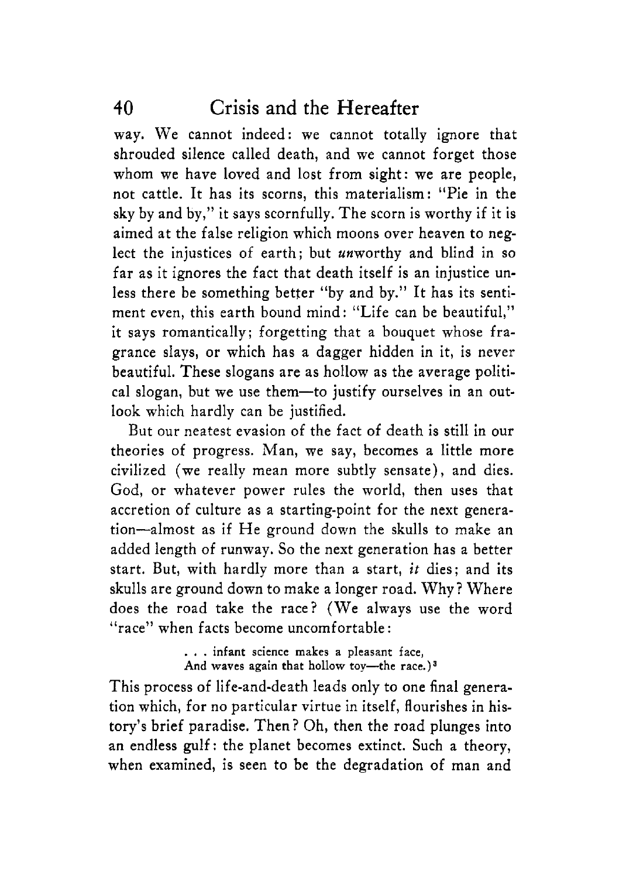way. We cannot indeed: we cannot totally ignore that shrouded silence called death, and we cannot forget those whom we have loved and lost from sight: we are people, not cattle. It has its scorns, this materialism: "Pie in the sky by and by," it says scornfully. The scorn is worthy if it is aimed at the false religion which moons over heaven to neglect the injustices of earth; but *un*worthy and blind in so far as it ignores the fact that death itself is an injustice unless there be something better "by and by." It has its sentiment even, this earth bound mind: "Life can be beautiful," it says romantically; forgetting that a bouquet whose fragrance slays, or which has a dagger hidden in it, is never beautiful. These slogans are as hollow as the average political slogan, but we use them—to justify ourselves in an outlook which hardly can be justified.

But our neatest evasion of the fact of death is still in our theories of progress. Man, we say, becomes a little more civilized (we really mean more subtly sensate), and dies. God, or whatever power rules the world, then uses that accretion of culture as a starting-point for the next generation—almost as if He ground down the skulls to make an added length of runway. So the next generation has a better start. But, with hardly more than a start, *it* dies; and its skulls are ground down to make a longer road. Why? Where does the road take the race? (We always use the word "race" when facts become uncomfortable:

> . . . infant science makes a pleasant face,
> And waves again that hollow toy—the race.)[3]

This process of life-and-death leads only to one final generation which, for no particular virtue in itself, flourishes in history's brief paradise. Then? Oh, then the road plunges into an endless gulf: the planet becomes extinct. Such a theory, when examined, is seen to be the degradation of man and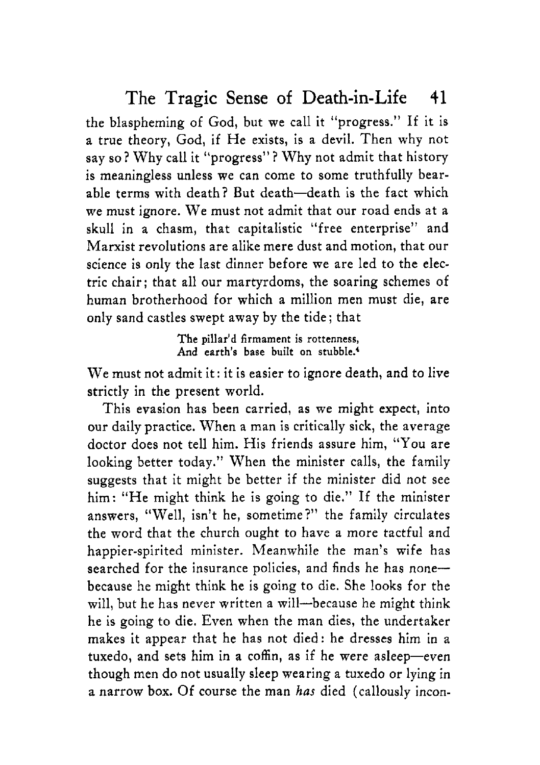the blaspheming of God, but we call it "progress." If it is a true theory, God, if He exists, is a devil. Then why not say so? Why call it "progress"? Why not admit that history is meaningless unless we can come to some truthfully bearable terms with death? But death—death is the fact which we must ignore. We must not admit that our road ends at a skull in a chasm, that capitalistic "free enterprise" and Marxist revolutions are alike mere dust and motion, that our science is only the last dinner before we are led to the electric chair; that all our martyrdoms, the soaring schemes of human brotherhood for which a million men must die, are only sand castles swept away by the tide; that

> The pillar'd firmament is rottenness,
> And earth's base built on stubble.[4]

We must not admit it: it is easier to ignore death, and to live strictly in the present world.

This evasion has been carried, as we might expect, into our daily practice. When a man is critically sick, the average doctor does not tell him. His friends assure him, "You are looking better today." When the minister calls, the family suggests that it might be better if the minister did not see him: "He might think he is going to die." If the minister answers, "Well, isn't he, sometime?" the family circulates the word that the church ought to have a more tactful and happier-spirited minister. Meanwhile the man's wife has searched for the insurance policies, and finds he has none—because he might think he is going to die. She looks for the will, but he has never written a will—because he might think he is going to die. Even when the man dies, the undertaker makes it appear that he has not died: he dresses him in a tuxedo, and sets him in a coffin, as if he were asleep—even though men do not usually sleep wearing a tuxedo or lying in a narrow box. Of course the man *has* died (callously incon-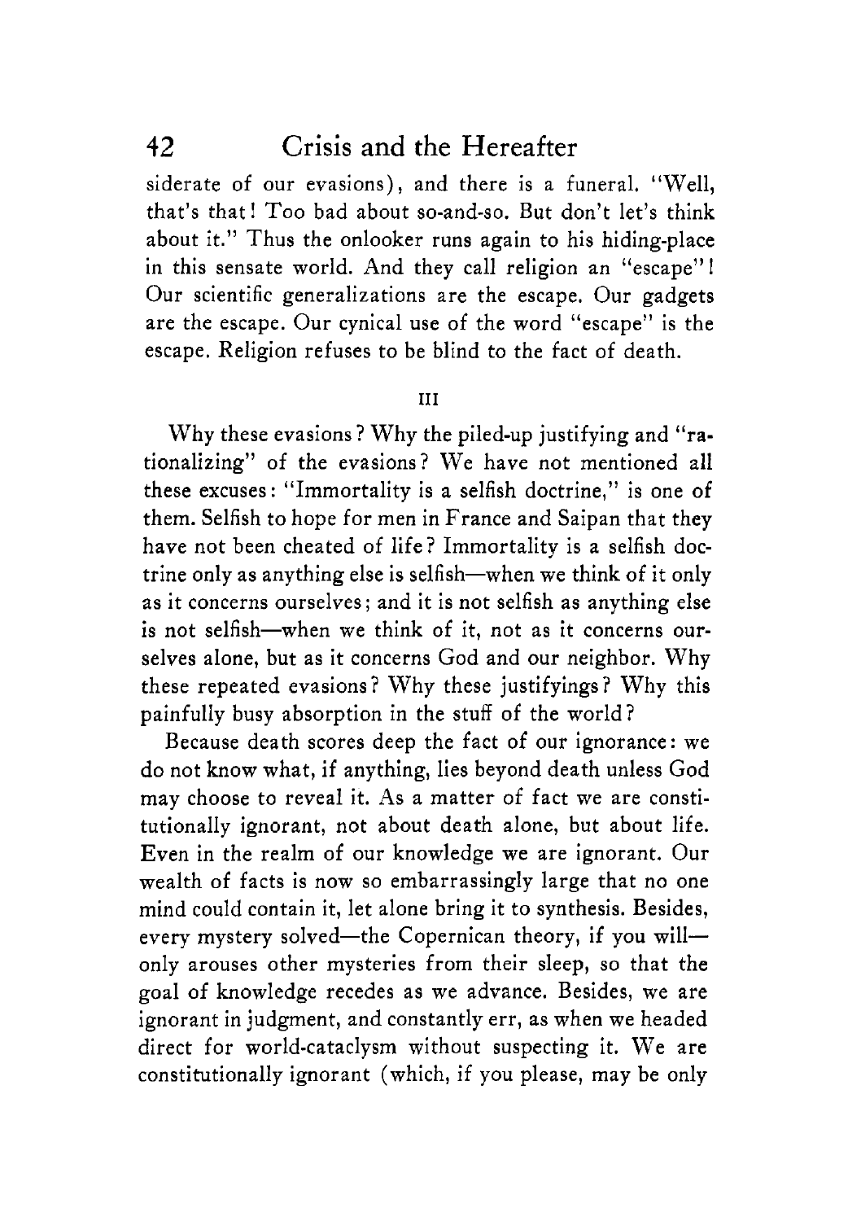siderate of our evasions), and there is a funeral. "Well, that's that! Too bad about so-and-so. But don't let's think about it." Thus the onlooker runs again to his hiding-place in this sensate world. And they call religion an "escape"! Our scientific generalizations are the escape. Our gadgets are the escape. Our cynical use of the word "escape" is the escape. Religion refuses to be blind to the fact of death.

III

Why these evasions? Why the piled-up justifying and "rationalizing" of the evasions? We have not mentioned all these excuses: "Immortality is a selfish doctrine," is one of them. Selfish to hope for men in France and Saipan that they have not been cheated of life? Immortality is a selfish doctrine only as anything else is selfish—when we think of it only as it concerns ourselves; and it is not selfish as anything else is not selfish—when we think of it, not as it concerns ourselves alone, but as it concerns God and our neighbor. Why these repeated evasions? Why these justifyings? Why this painfully busy absorption in the stuff of the world?

Because death scores deep the fact of our ignorance: we do not know what, if anything, lies beyond death unless God may choose to reveal it. As a matter of fact we are constitutionally ignorant, not about death alone, but about life. Even in the realm of our knowledge we are ignorant. Our wealth of facts is now so embarrassingly large that no one mind could contain it, let alone bring it to synthesis. Besides, every mystery solved—the Copernican theory, if you will—only arouses other mysteries from their sleep, so that the goal of knowledge recedes as we advance. Besides, we are ignorant in judgment, and constantly err, as when we headed direct for world-cataclysm without suspecting it. We are constitutionally ignorant (which, if you please, may be only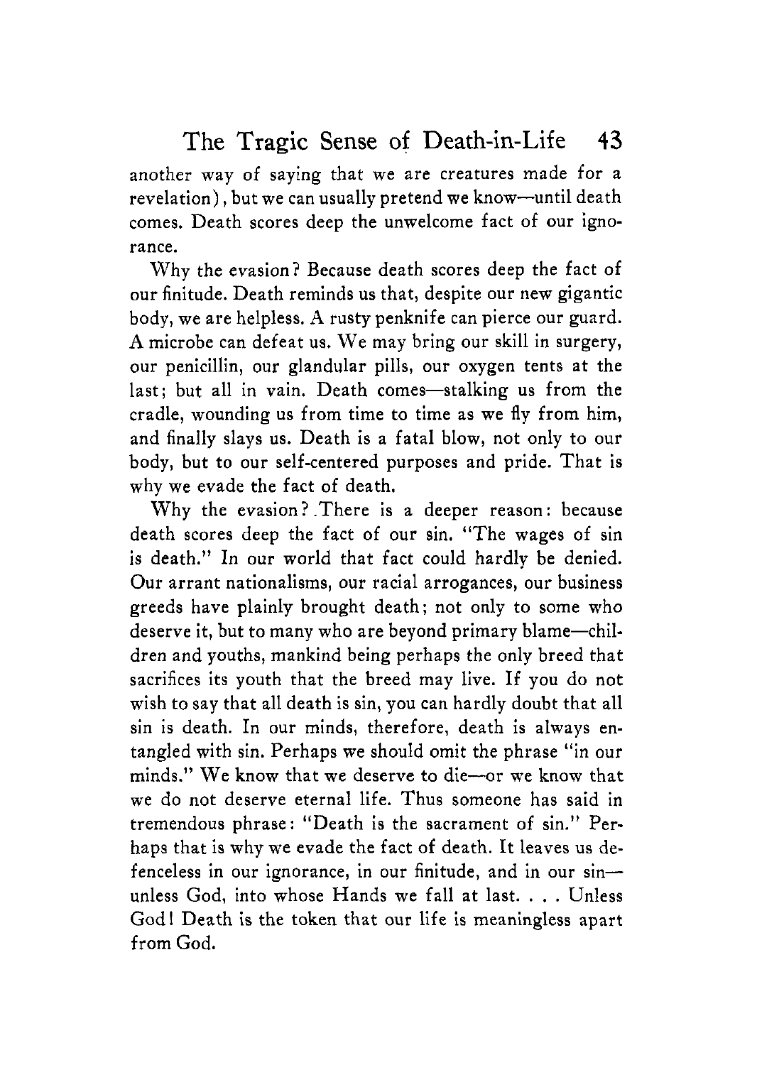another way of saying that we are creatures made for a revelation), but we can usually pretend we know—until death comes. Death scores deep the unwelcome fact of our ignorance.

Why the evasion? Because death scores deep the fact of our finitude. Death reminds us that, despite our new gigantic body, we are helpless. A rusty penknife can pierce our guard. A microbe can defeat us. We may bring our skill in surgery, our penicillin, our glandular pills, our oxygen tents at the last; but all in vain. Death comes—stalking us from the cradle, wounding us from time to time as we fly from him, and finally slays us. Death is a fatal blow, not only to our body, but to our self-centered purposes and pride. That is why we evade the fact of death.

Why the evasion? There is a deeper reason: because death scores deep the fact of our sin. "The wages of sin is death." In our world that fact could hardly be denied. Our arrant nationalisms, our racial arrogances, our business greeds have plainly brought death; not only to some who deserve it, but to many who are beyond primary blame—children and youths, mankind being perhaps the only breed that sacrifices its youth that the breed may live. If you do not wish to say that all death is sin, you can hardly doubt that all sin is death. In our minds, therefore, death is always entangled with sin. Perhaps we should omit the phrase "in our minds." We know that we deserve to die—or we know that we do not deserve eternal life. Thus someone has said in tremendous phrase: "Death is the sacrament of sin." Perhaps that is why we evade the fact of death. It leaves us defenceless in our ignorance, in our finitude, and in our sin—unless God, into whose Hands we fall at last. . . . Unless God! Death is the token that our life is meaningless apart from God.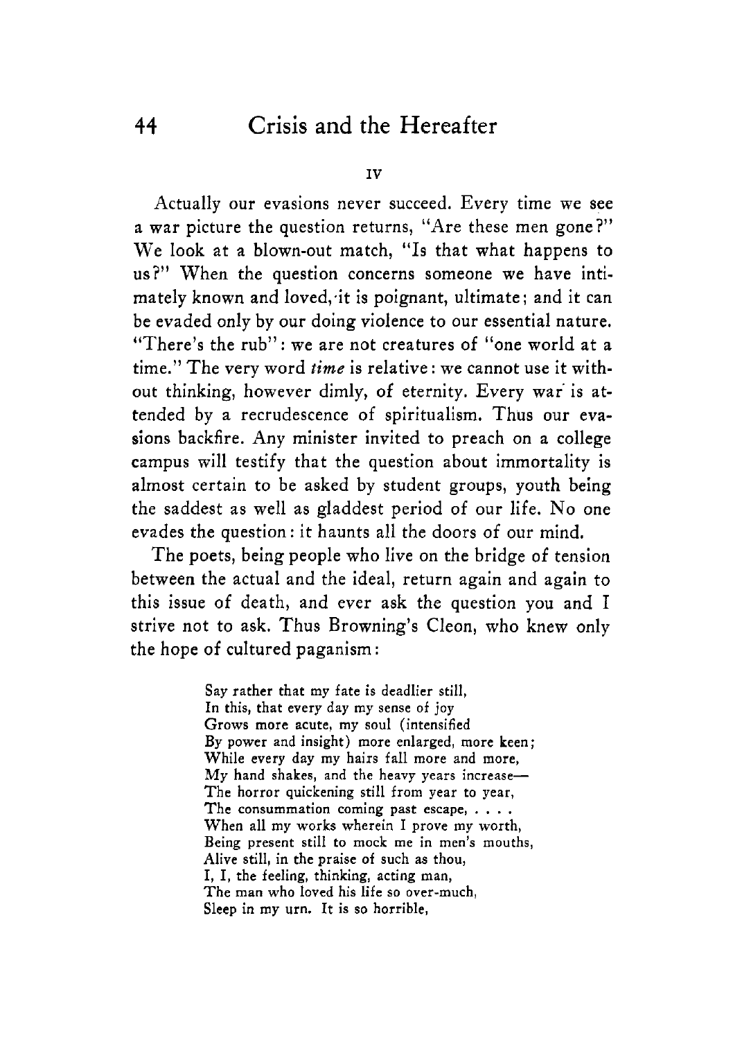IV

Actually our evasions never succeed. Every time we see a war picture the question returns, "Are these men gone?" We look at a blown-out match, "Is that what happens to us?" When the question concerns someone we have intimately known and loved, it is poignant, ultimate; and it can be evaded only by our doing violence to our essential nature. "There's the rub": we are not creatures of "one world at a time." The very word *time* is relative: we cannot use it without thinking, however dimly, of eternity. Every war is attended by a recrudescence of spiritualism. Thus our evasions backfire. Any minister invited to preach on a college campus will testify that the question about immortality is almost certain to be asked by student groups, youth being the saddest as well as gladdest period of our life. No one evades the question: it haunts all the doors of our mind.

The poets, being people who live on the bridge of tension between the actual and the ideal, return again and again to this issue of death, and ever ask the question you and I strive not to ask. Thus Browning's Cleon, who knew only the hope of cultured paganism:

> Say rather that my fate is deadlier still,
> In this, that every day my sense of joy
> Grows more acute, my soul (intensified
> By power and insight) more enlarged, more keen;
> While every day my hairs fall more and more,
> My hand shakes, and the heavy years increase—
> The horror quickening still from year to year,
> The consummation coming past escape, . . . .
> When all my works wherein I prove my worth,
> Being present still to mock me in men's mouths,
> Alive still, in the praise of such as thou,
> I, I, the feeling, thinking, acting man,
> The man who loved his life so over-much,
> Sleep in my urn. It is so horrible,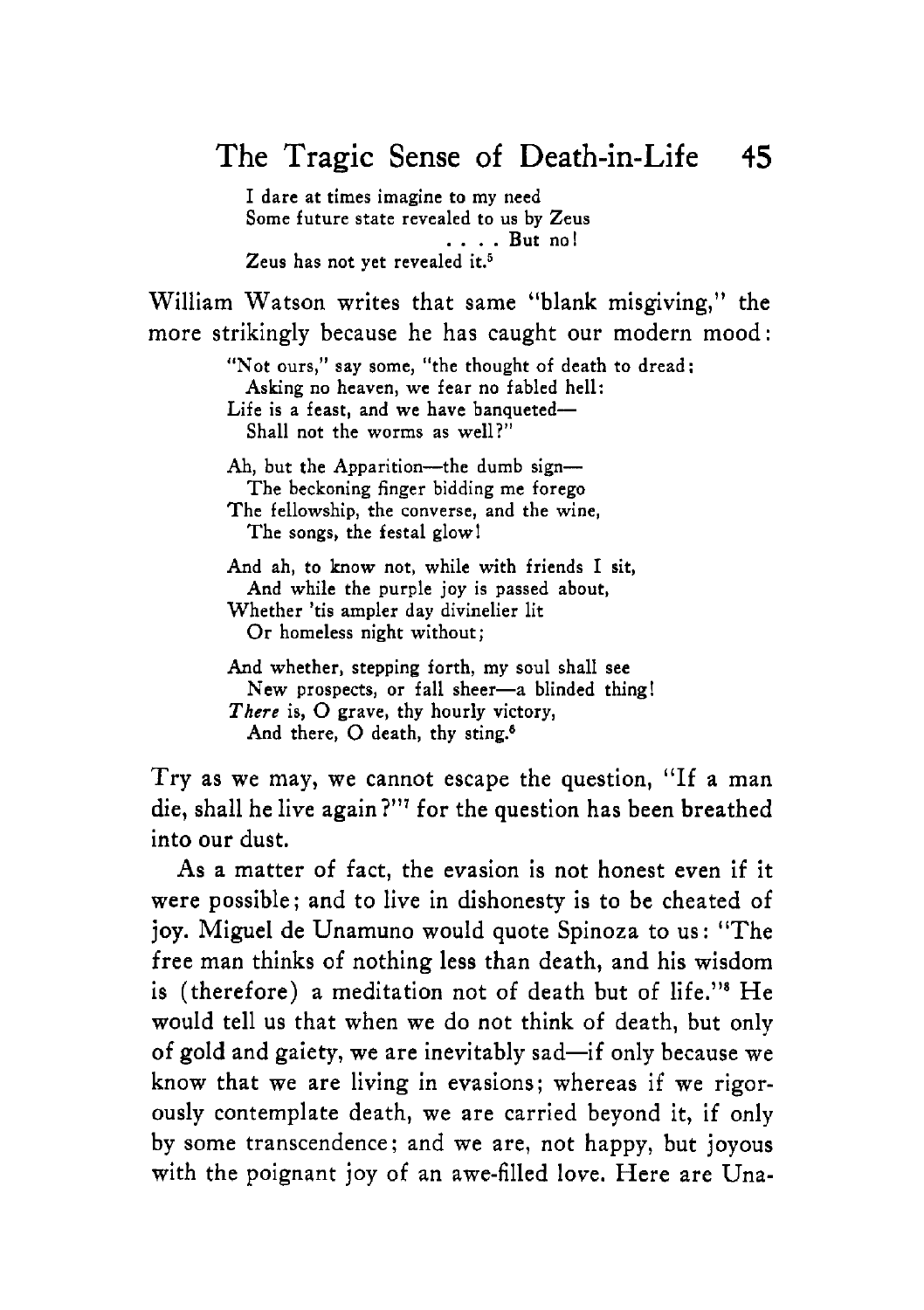> I dare at times imagine to my need
> Some future state revealed to us by Zeus
> . . . . But no!
> Zeus has not yet revealed it.[5]

William Watson writes that same "blank misgiving," the more strikingly because he has caught our modern mood:

> "Not ours," say some, "the thought of death to dread;
> Asking no heaven, we fear no fabled hell:
> Life is a feast, and we have banqueted—
> Shall not the worms as well?"
>
> Ah, but the Apparition—the dumb sign—
> The beckoning finger bidding me forego
> The fellowship, the converse, and the wine,
> The songs, the festal glow!
>
> And ah, to know not, while with friends I sit,
> And while the purple joy is passed about,
> Whether 'tis ampler day divinelier lit
> Or homeless night without;
>
> And whether, stepping forth, my soul shall see
> New prospects, or fall sheer—a blinded thing!
> *There* is, O grave, thy hourly victory,
> And there, O death, thy sting.[6]

Try as we may, we cannot escape the question, "If a man die, shall he live again?"[7] for the question has been breathed into our dust.

As a matter of fact, the evasion is not honest even if it were possible; and to live in dishonesty is to be cheated of joy. Miguel de Unamuno would quote Spinoza to us: "The free man thinks of nothing less than death, and his wisdom is (therefore) a meditation not of death but of life."[8] He would tell us that when we do not think of death, but only of gold and gaiety, we are inevitably sad—if only because we know that we are living in evasions; whereas if we rigorously contemplate death, we are carried beyond it, if only by some transcendence; and we are, not happy, but joyous with the poignant joy of an awe-filled love. Here are Una-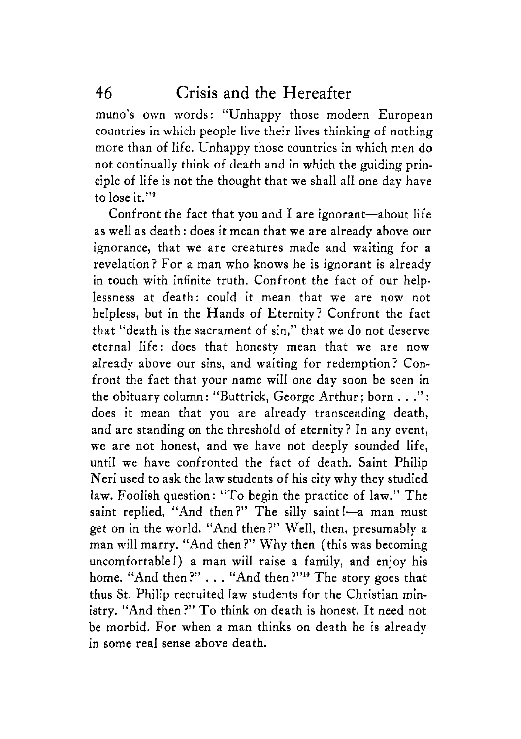muno's own words: "Unhappy those modern European countries in which people live their lives thinking of nothing more than of life. Unhappy those countries in which men do not continually think of death and in which the guiding principle of life is not the thought that we shall all one day have to lose it."[9]

Confront the fact that you and I are ignorant—about life as well as death: does it mean that we are already above our ignorance, that we are creatures made and waiting for a revelation? For a man who knows he is ignorant is already in touch with infinite truth. Confront the fact of our helplessness at death: could it mean that we are now not helpless, but in the Hands of Eternity? Confront the fact that "death is the sacrament of sin," that we do not deserve eternal life: does that honesty mean that we are now already above our sins, and waiting for redemption? Confront the fact that your name will one day soon be seen in the obituary column: "Buttrick, George Arthur; born . . .": does it mean that you are already transcending death, and are standing on the threshold of eternity? In any event, we are not honest, and we have not deeply sounded life, until we have confronted the fact of death. Saint Philip Neri used to ask the law students of his city why they studied law. Foolish question: "To begin the practice of law." The saint replied, "And then?" The silly saint!—a man must get on in the world. "And then?" Well, then, presumably a man will marry. "And then?" Why then (this was becoming uncomfortable!) a man will raise a family, and enjoy his home. "And then?" . . . "And then?"[10] The story goes that thus St. Philip recruited law students for the Christian ministry. "And then?" To think on death is honest. It need not be morbid. For when a man thinks on death he is already in some real sense above death.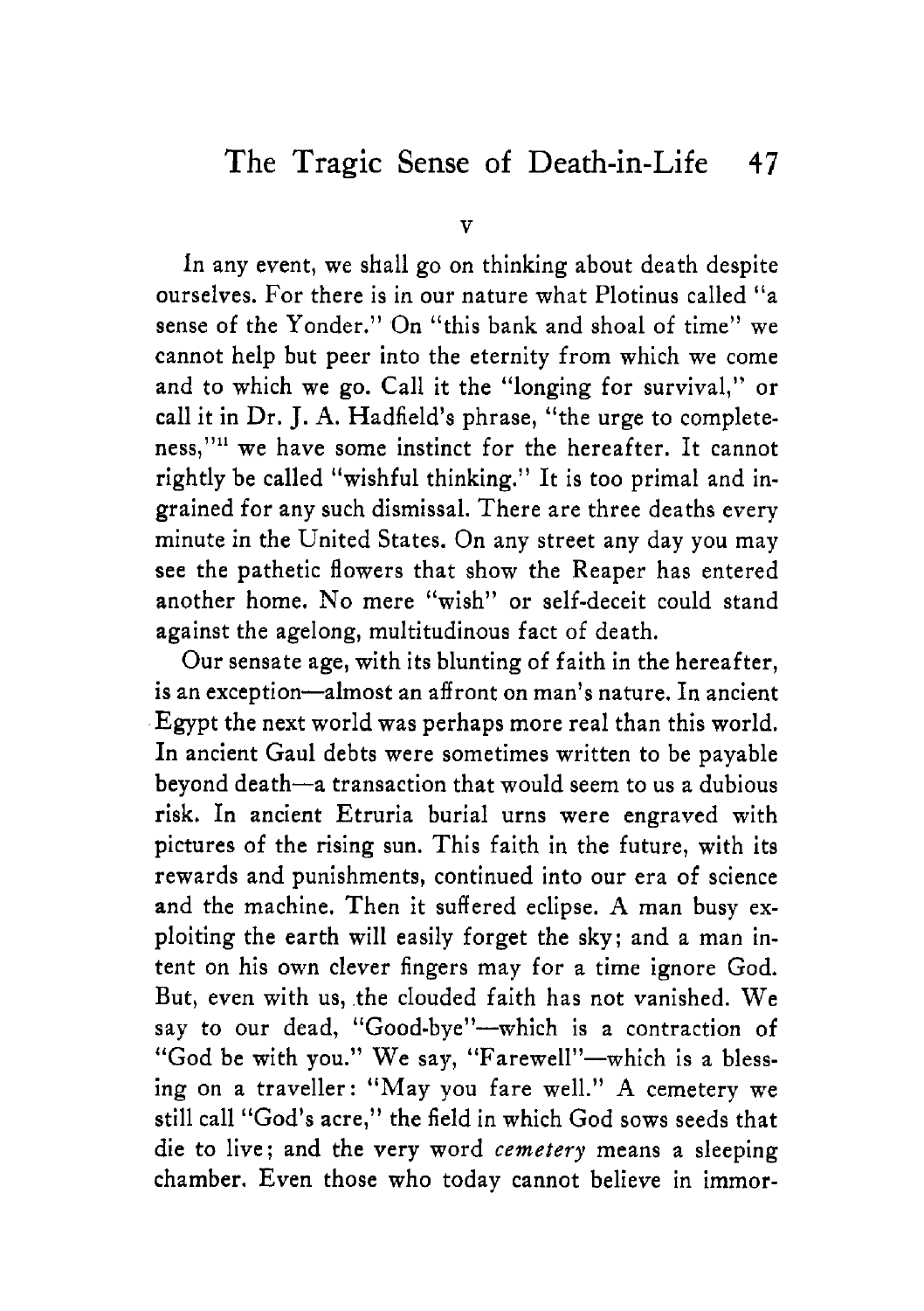V

In any event, we shall go on thinking about death despite ourselves. For there is in our nature what Plotinus called "a sense of the Yonder." On "this bank and shoal of time" we cannot help but peer into the eternity from which we come and to which we go. Call it the "longing for survival," or call it in Dr. J. A. Hadfield's phrase, "the urge to completeness,"[11] we have some instinct for the hereafter. It cannot rightly be called "wishful thinking." It is too primal and ingrained for any such dismissal. There are three deaths every minute in the United States. On any street any day you may see the pathetic flowers that show the Reaper has entered another home. No mere "wish" or self-deceit could stand against the agelong, multitudinous fact of death.

Our sensate age, with its blunting of faith in the hereafter, is an exception—almost an affront on man's nature. In ancient Egypt the next world was perhaps more real than this world. In ancient Gaul debts were sometimes written to be payable beyond death—a transaction that would seem to us a dubious risk. In ancient Etruria burial urns were engraved with pictures of the rising sun. This faith in the future, with its rewards and punishments, continued into our era of science and the machine. Then it suffered eclipse. A man busy exploiting the earth will easily forget the sky; and a man intent on his own clever fingers may for a time ignore God. But, even with us, the clouded faith has not vanished. We say to our dead, "Good-bye"—which is a contraction of "God be with you." We say, "Farewell"—which is a blessing on a traveller: "May you fare well." A cemetery we still call "God's acre," the field in which God sows seeds that die to live; and the very word *cemetery* means a sleeping chamber. Even those who today cannot believe in immor-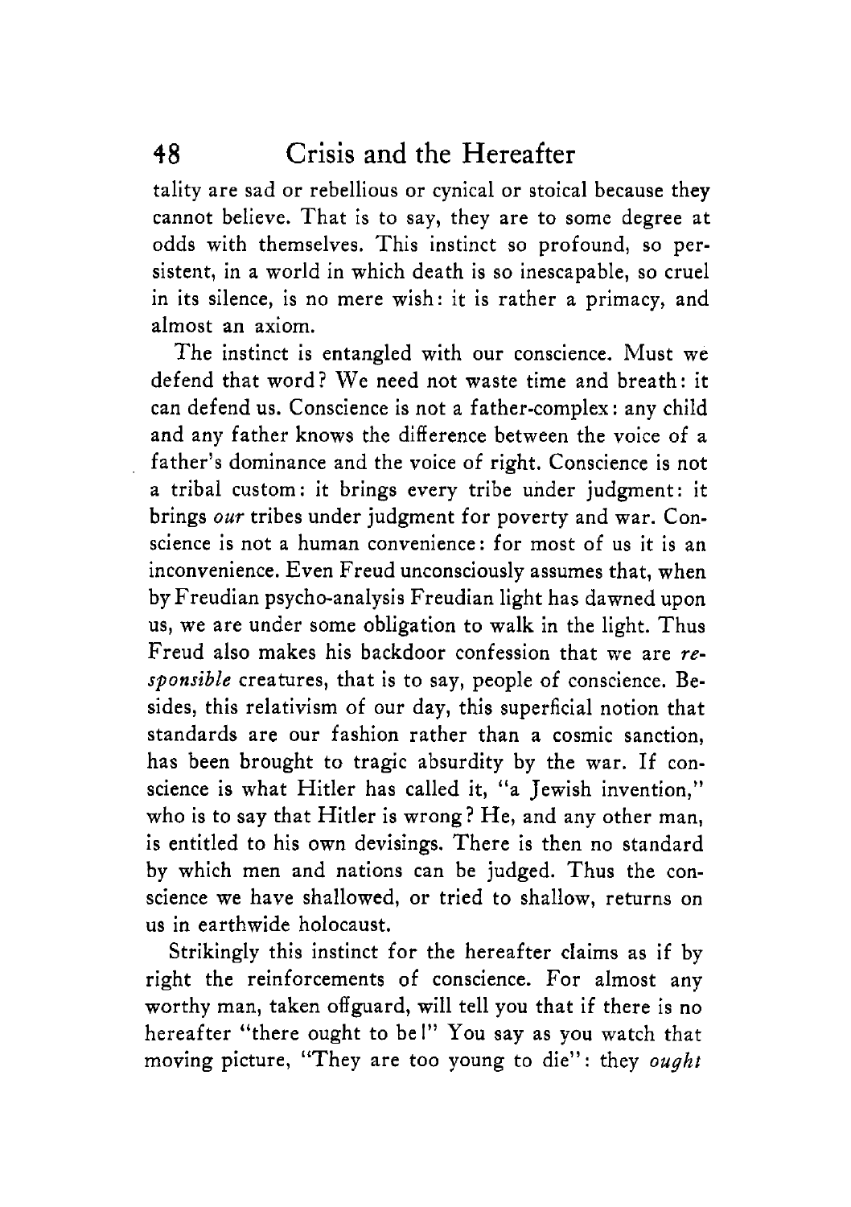tality are sad or rebellious or cynical or stoical because they cannot believe. That is to say, they are to some degree at odds with themselves. This instinct so profound, so persistent, in a world in which death is so inescapable, so cruel in its silence, is no mere wish: it is rather a primacy, and almost an axiom.

The instinct is entangled with our conscience. Must we defend that word? We need not waste time and breath: it can defend us. Conscience is not a father-complex: any child and any father knows the difference between the voice of a father's dominance and the voice of right. Conscience is not a tribal custom: it brings every tribe under judgment: it brings *our* tribes under judgment for poverty and war. Conscience is not a human convenience: for most of us it is an inconvenience. Even Freud unconsciously assumes that, when by Freudian psycho-analysis Freudian light has dawned upon us, we are under some obligation to walk in the light. Thus Freud also makes his backdoor confession that we are *responsible* creatures, that is to say, people of conscience. Besides, this relativism of our day, this superficial notion that standards are our fashion rather than a cosmic sanction, has been brought to tragic absurdity by the war. If conscience is what Hitler has called it, "a Jewish invention," who is to say that Hitler is wrong? He, and any other man, is entitled to his own devisings. There is then no standard by which men and nations can be judged. Thus the conscience we have shallowed, or tried to shallow, returns on us in earthwide holocaust.

Strikingly this instinct for the hereafter claims as if by right the reinforcements of conscience. For almost any worthy man, taken offguard, will tell you that if there is no hereafter "there ought to be!" You say as you watch that moving picture, "They are too young to die": they *ought*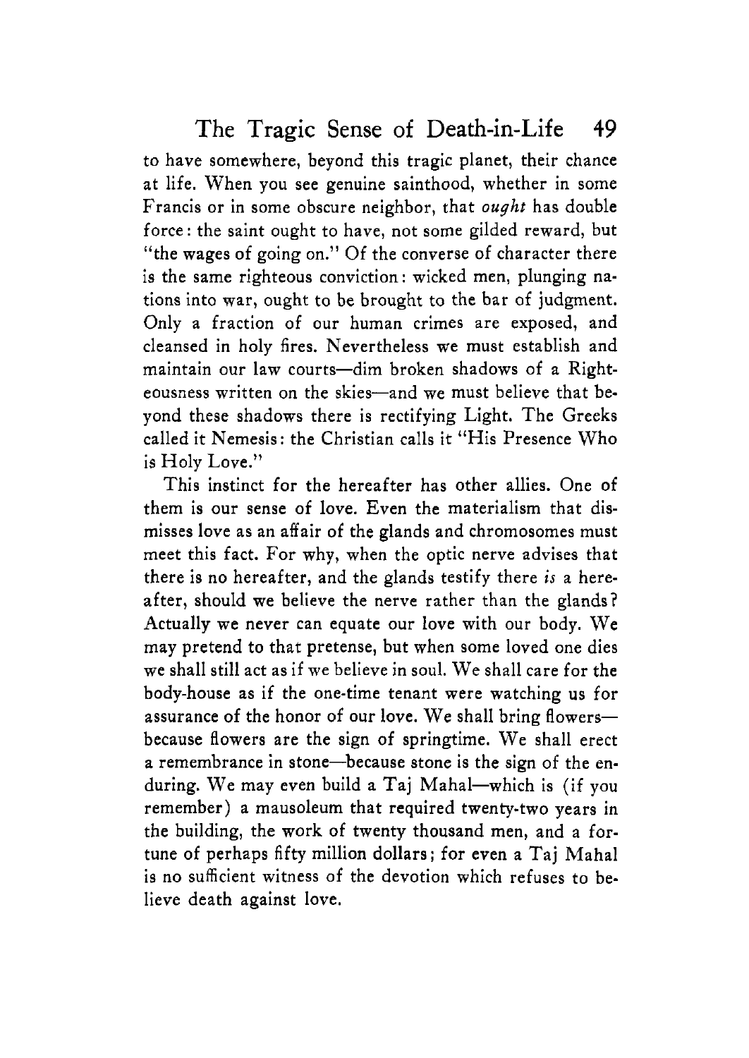to have somewhere, beyond this tragic planet, their chance at life. When you see genuine sainthood, whether in some Francis or in some obscure neighbor, that *ought* has double force: the saint ought to have, not some gilded reward, but "the wages of going on." Of the converse of character there is the same righteous conviction: wicked men, plunging nations into war, ought to be brought to the bar of judgment. Only a fraction of our human crimes are exposed, and cleansed in holy fires. Nevertheless we must establish and maintain our law courts—dim broken shadows of a Righteousness written on the skies—and we must believe that beyond these shadows there is rectifying Light. The Greeks called it Nemesis: the Christian calls it "His Presence Who is Holy Love."

This instinct for the hereafter has other allies. One of them is our sense of love. Even the materialism that dismisses love as an affair of the glands and chromosomes must meet this fact. For why, when the optic nerve advises that there is no hereafter, and the glands testify there *is* a hereafter, should we believe the nerve rather than the glands? Actually we never can equate our love with our body. We may pretend to that pretense, but when some loved one dies we shall still act as if we believe in soul. We shall care for the body-house as if the one-time tenant were watching us for assurance of the honor of our love. We shall bring flowers—because flowers are the sign of springtime. We shall erect a remembrance in stone—because stone is the sign of the enduring. We may even build a Taj Mahal—which is (if you remember) a mausoleum that required twenty-two years in the building, the work of twenty thousand men, and a fortune of perhaps fifty million dollars; for even a Taj Mahal is no sufficient witness of the devotion which refuses to believe death against love.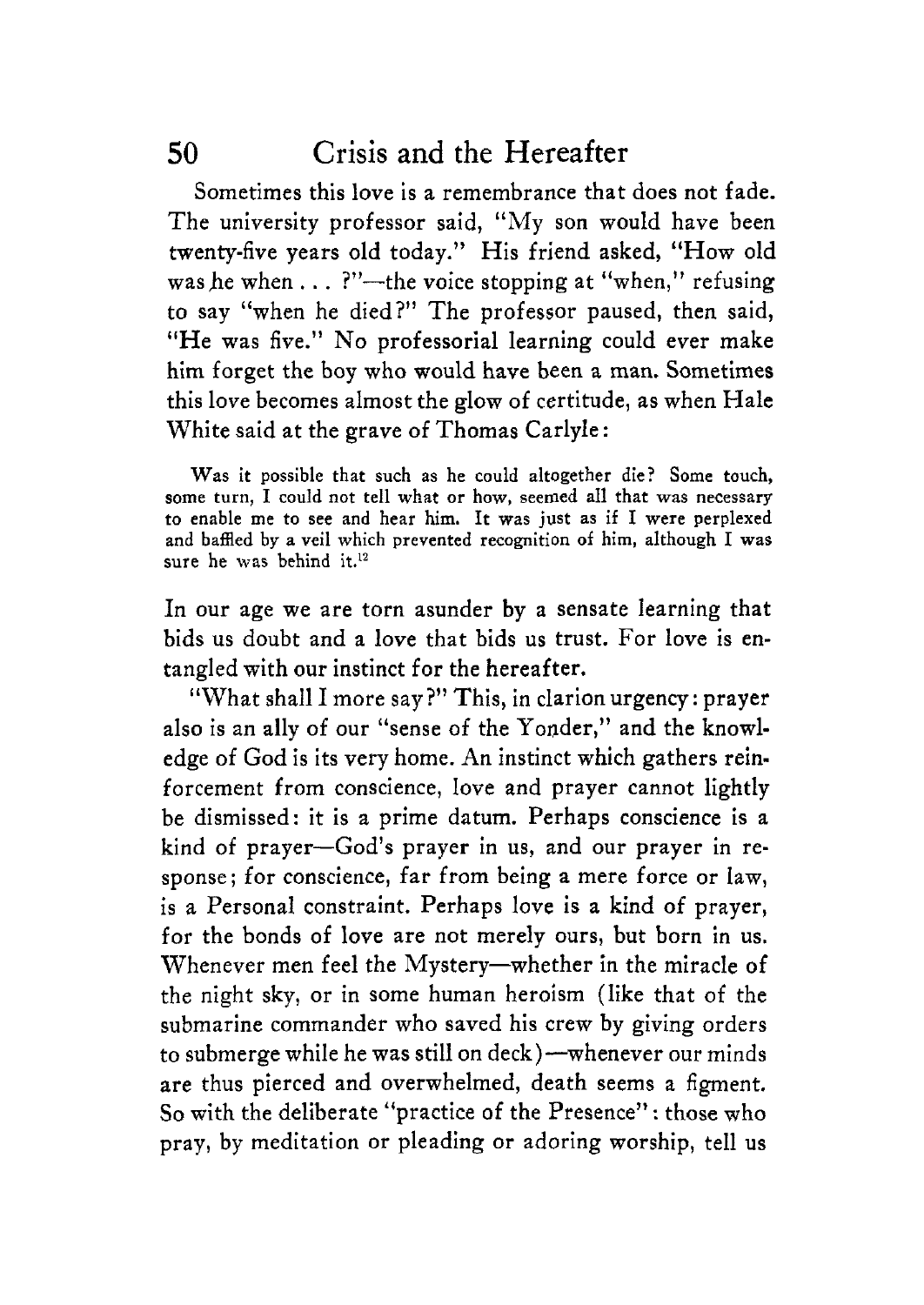Sometimes this love is a remembrance that does not fade. The university professor said, "My son would have been twenty-five years old today." His friend asked, "How old was he when . . . ?"—the voice stopping at "when," refusing to say "when he died?" The professor paused, then said, "He was five." No professorial learning could ever make him forget the boy who would have been a man. Sometimes this love becomes almost the glow of certitude, as when Hale White said at the grave of Thomas Carlyle:

> Was it possible that such as he could altogether die? Some touch, some turn, I could not tell what or how, seemed all that was necessary to enable me to see and hear him. It was just as if I were perplexed and baffled by a veil which prevented recognition of him, although I was sure he was behind it.[12]

In our age we are torn asunder by a sensate learning that bids us doubt and a love that bids us trust. For love is entangled with our instinct for the hereafter.

"What shall I more say?" This, in clarion urgency: prayer also is an ally of our "sense of the Yonder," and the knowledge of God is its very home. An instinct which gathers reinforcement from conscience, love and prayer cannot lightly be dismissed: it is a prime datum. Perhaps conscience is a kind of prayer—God's prayer in us, and our prayer in response; for conscience, far from being a mere force or law, is a Personal constraint. Perhaps love is a kind of prayer, for the bonds of love are not merely ours, but born in us. Whenever men feel the Mystery—whether in the miracle of the night sky, or in some human heroism (like that of the submarine commander who saved his crew by giving orders to submerge while he was still on deck)—whenever our minds are thus pierced and overwhelmed, death seems a figment. So with the deliberate "practice of the Presence": those who pray, by meditation or pleading or adoring worship, tell us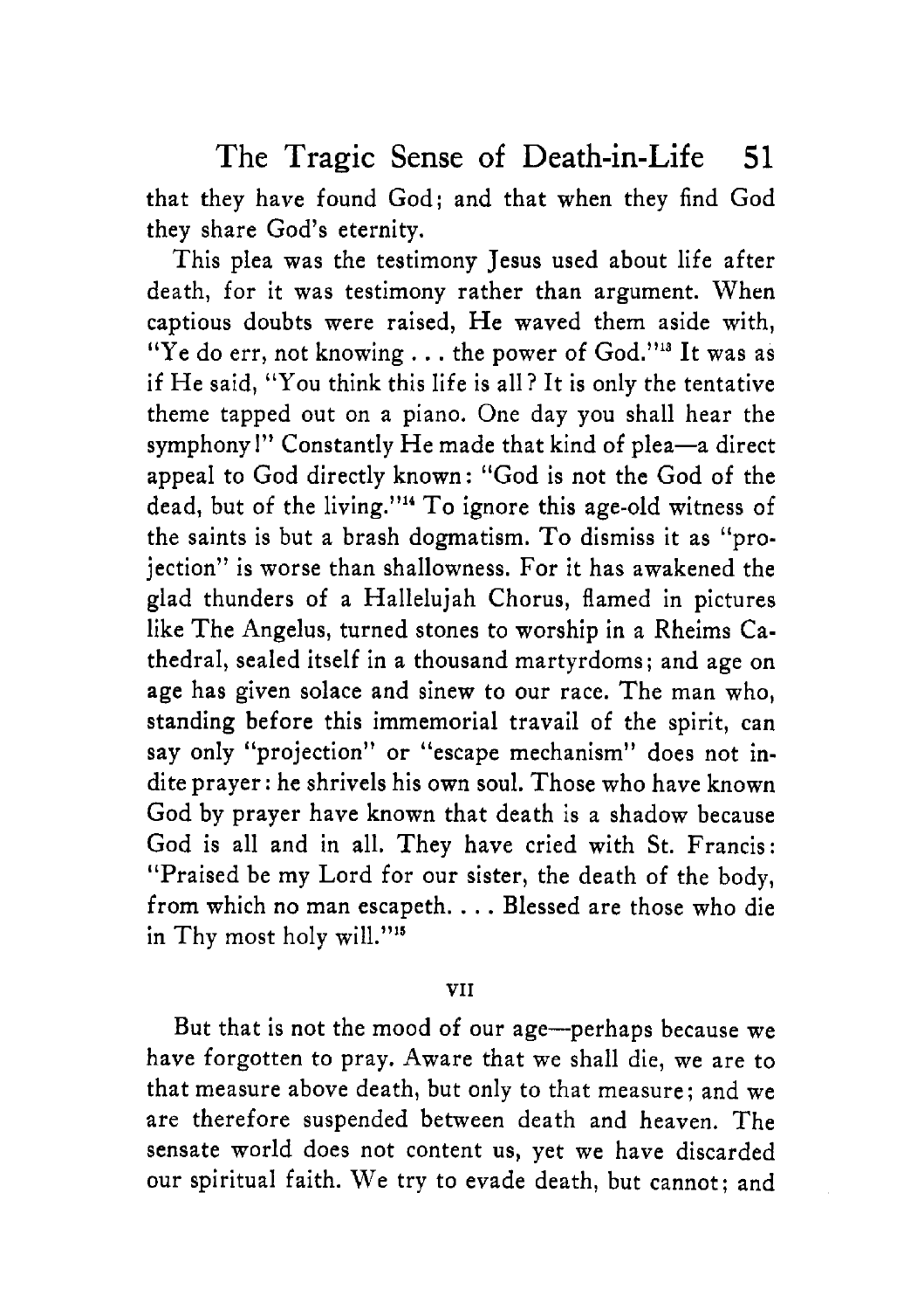that they have found God; and that when they find God they share God's eternity.

This plea was the testimony Jesus used about life after death, for it was testimony rather than argument. When captious doubts were raised, He waved them aside with, "Ye do err, not knowing . . . the power of God."[13] It was as if He said, "You think this life is all? It is only the tentative theme tapped out on a piano. One day you shall hear the symphony!" Constantly He made that kind of plea—a direct appeal to God directly known: "God is not the God of the dead, but of the living."[14] To ignore this age-old witness of the saints is but a brash dogmatism. To dismiss it as "projection" is worse than shallowness. For it has awakened the glad thunders of a Hallelujah Chorus, flamed in pictures like The Angelus, turned stones to worship in a Rheims Cathedral, sealed itself in a thousand martyrdoms; and age on age has given solace and sinew to our race. The man who, standing before this immemorial travail of the spirit, can say only "projection" or "escape mechanism" does not indite prayer: he shrivels his own soul. Those who have known God by prayer have known that death is a shadow because God is all and in all. They have cried with St. Francis: "Praised be my Lord for our sister, the death of the body, from which no man escapeth. . . . Blessed are those who die in Thy most holy will."[15]

## VII

But that is not the mood of our age—perhaps because we have forgotten to pray. Aware that we shall die, we are to that measure above death, but only to that measure; and we are therefore suspended between death and heaven. The sensate world does not content us, yet we have discarded our spiritual faith. We try to evade death, but cannot; and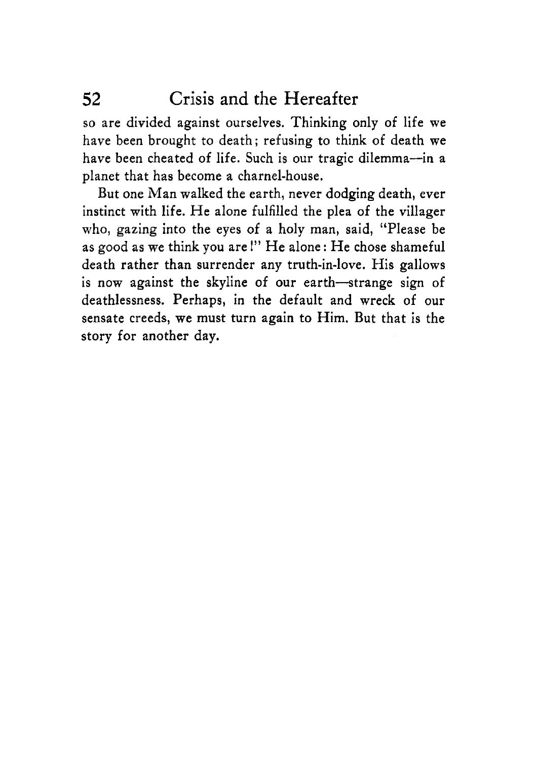so are divided against ourselves. Thinking only of life we have been brought to death; refusing to think of death we have been cheated of life. Such is our tragic dilemma—in a planet that has become a charnel-house.

But one Man walked the earth, never dodging death, ever instinct with life. He alone fulfilled the plea of the villager who, gazing into the eyes of a holy man, said, "Please be as good as we think you are!" He alone: He chose shameful death rather than surrender any truth-in-love. His gallows is now against the skyline of our earth—strange sign of deathlessness. Perhaps, in the default and wreck of our sensate creeds, we must turn again to Him. But that is the story for another day.